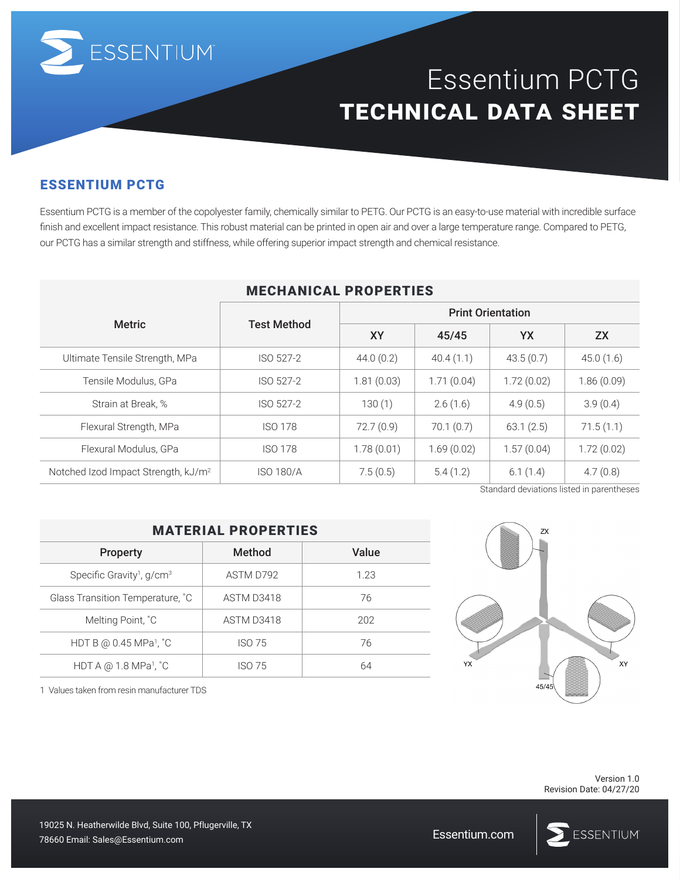# Essentium PCTG
# TECHNICAL DATA SHEET

## ESSENTIUM PCTG

Essentium PCTG is a member of the copolyester family, chemically similar to PETG. Our PCTG is an easy-to-use material with incredible surface finish and excellent impact resistance. This robust material can be printed in open air and over a large temperature range. Compared to PETG, our PCTG has a similar strength and stiffness, while offering superior impact strength and chemical resistance.

### MECHANICAL PROPERTIES

| Metric | Test Method | Print Orientation | | | |
|---|---|---|---|---|---|
| | | XY | 45/45 | YX | ZX |
| Ultimate Tensile Strength, MPa | ISO 527-2 | 44.0 (0.2) | 40.4 (1.1) | 43.5 (0.7) | 45.0 (1.6) |
| Tensile Modulus, GPa | ISO 527-2 | 1.81 (0.03) | 1.71 (0.04) | 1.72 (0.02) | 1.86 (0.09) |
| Strain at Break, % | ISO 527-2 | 130 (1) | 2.6 (1.6) | 4.9 (0.5) | 3.9 (0.4) |
| Flexural Strength, MPa | ISO 178 | 72.7 (0.9) | 70.1 (0.7) | 63.1 (2.5) | 71.5 (1.1) |
| Flexural Modulus, GPa | ISO 178 | 1.78 (0.01) | 1.69 (0.02) | 1.57 (0.04) | 1.72 (0.02) |
| Notched Izod Impact Strength, kJ/m$^2$ | ISO 180/A | 7.5 (0.5) | 5.4 (1.2) | 6.1 (1.4) | 4.7 (0.8) |

Standard deviations listed in parentheses

### MATERIAL PROPERTIES

| Property | Method | Value |
|---|---|---|
| Specific Gravity[1], g/cm$^3$ | ASTM D792 | 1.23 |
| Glass Transition Temperature, ˚C | ASTM D3418 | 76 |
| Melting Point, ˚C | ASTM D3418 | 202 |
| HDT B @ 0.45 MPa[1], ˚C | ISO 75 | 76 |
| HDT A @ 1.8 MPa[1], ˚C | ISO 75 | 64 |

1 Values taken from resin manufacturer TDS

ZX

YX

XY

45/45

Version 1.0
Revision Date: 04/27/20

19025 N. Heatherwilde Blvd, Suite 100, Pflugerville, TX 78660 Email: Sales@Essentium.com

Essentium.com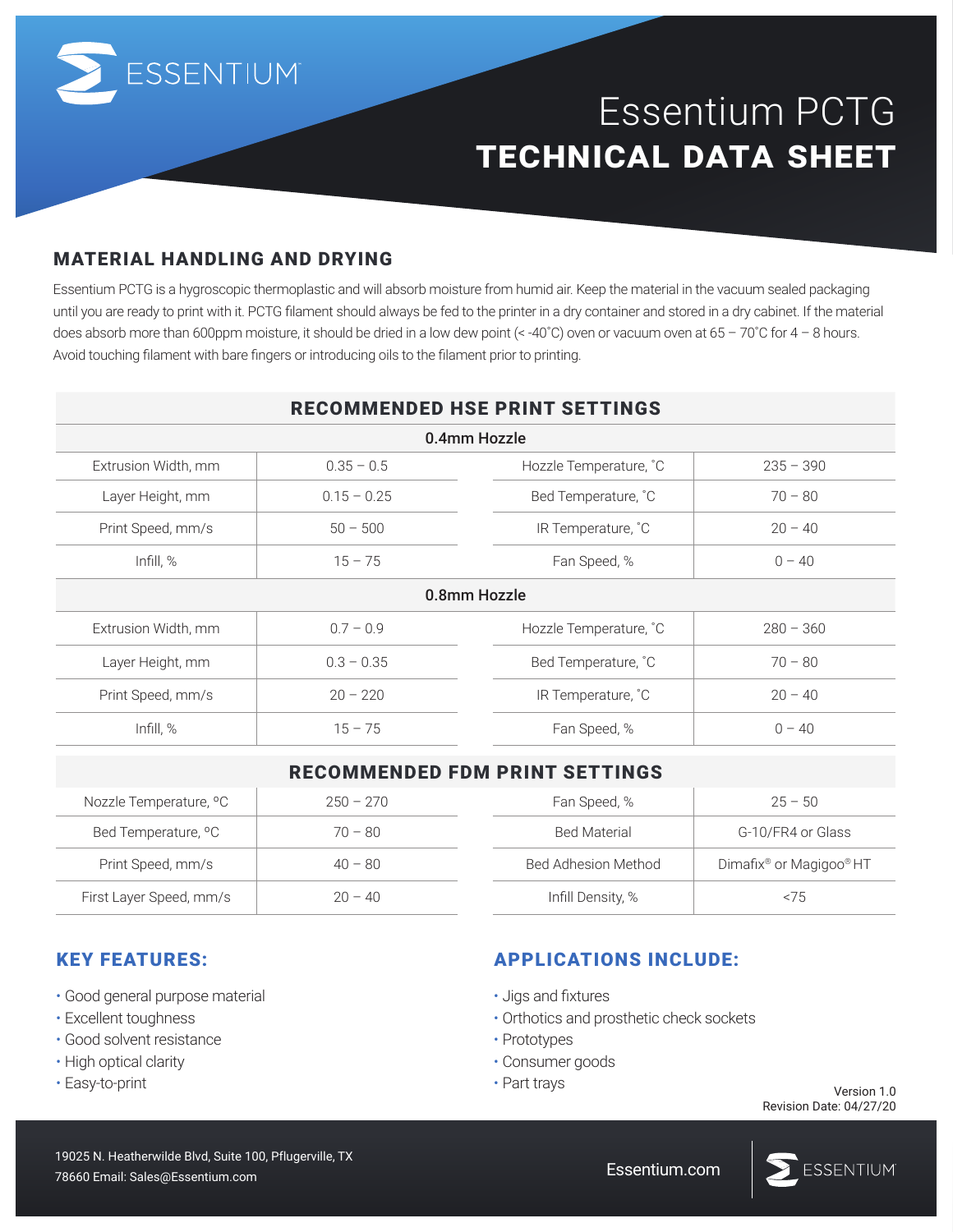ESSENTIUM

# Essentium PCTG
# TECHNICAL DATA SHEET

## MATERIAL HANDLING AND DRYING

Essentium PCTG is a hygroscopic thermoplastic and will absorb moisture from humid air. Keep the material in the vacuum sealed packaging until you are ready to print with it. PCTG filament should always be fed to the printer in a dry container and stored in a dry cabinet. If the material does absorb more than 600ppm moisture, it should be dried in a low dew point (< -40˚C) oven or vacuum oven at 65 – 70˚C for 4 – 8 hours. Avoid touching filament with bare fingers or introducing oils to the filament prior to printing.

**RECOMMENDED HSE PRINT SETTINGS**

| 0.4mm Hozzle | | | |
|---|---|---|---|
| Extrusion Width, mm | 0.35 – 0.5 | Hozzle Temperature, ˚C | 235 – 390 |
| Layer Height, mm | 0.15 – 0.25 | Bed Temperature, ˚C | 70 – 80 |
| Print Speed, mm/s | 50 – 500 | IR Temperature, ˚C | 20 – 40 |
| Infill, % | 15 – 75 | Fan Speed, % | 0 – 40 |
| **0.8mm Hozzle** | | | |
| Extrusion Width, mm | 0.7 – 0.9 | Hozzle Temperature, ˚C | 280 – 360 |
| Layer Height, mm | 0.3 – 0.35 | Bed Temperature, ˚C | 70 – 80 |
| Print Speed, mm/s | 20 – 220 | IR Temperature, ˚C | 20 – 40 |
| Infill, % | 15 – 75 | Fan Speed, % | 0 – 40 |

**RECOMMENDED FDM PRINT SETTINGS**

| | | | |
|---|---|---|---|
| Nozzle Temperature, °C | 250 – 270 | Fan Speed, % | 25 – 50 |
| Bed Temperature, °C | 70 – 80 | Bed Material | G-10/FR4 or Glass |
| Print Speed, mm/s | 40 – 80 | Bed Adhesion Method | Dimafix® or Magigoo® HT |
| First Layer Speed, mm/s | 20 – 40 | Infill Density, % | <75 |

## KEY FEATURES:

- Good general purpose material
- Excellent toughness
- Good solvent resistance
- High optical clarity
- Easy-to-print

## APPLICATIONS INCLUDE:

- Jigs and fixtures
- Orthotics and prosthetic check sockets
- Prototypes
- Consumer goods
- Part trays

Version 1.0
Revision Date: 04/27/20

19025 N. Heatherwilde Blvd, Suite 100, Pflugerville, TX 78660 Email: Sales@Essentium.com

Essentium.com

ESSENTIUM